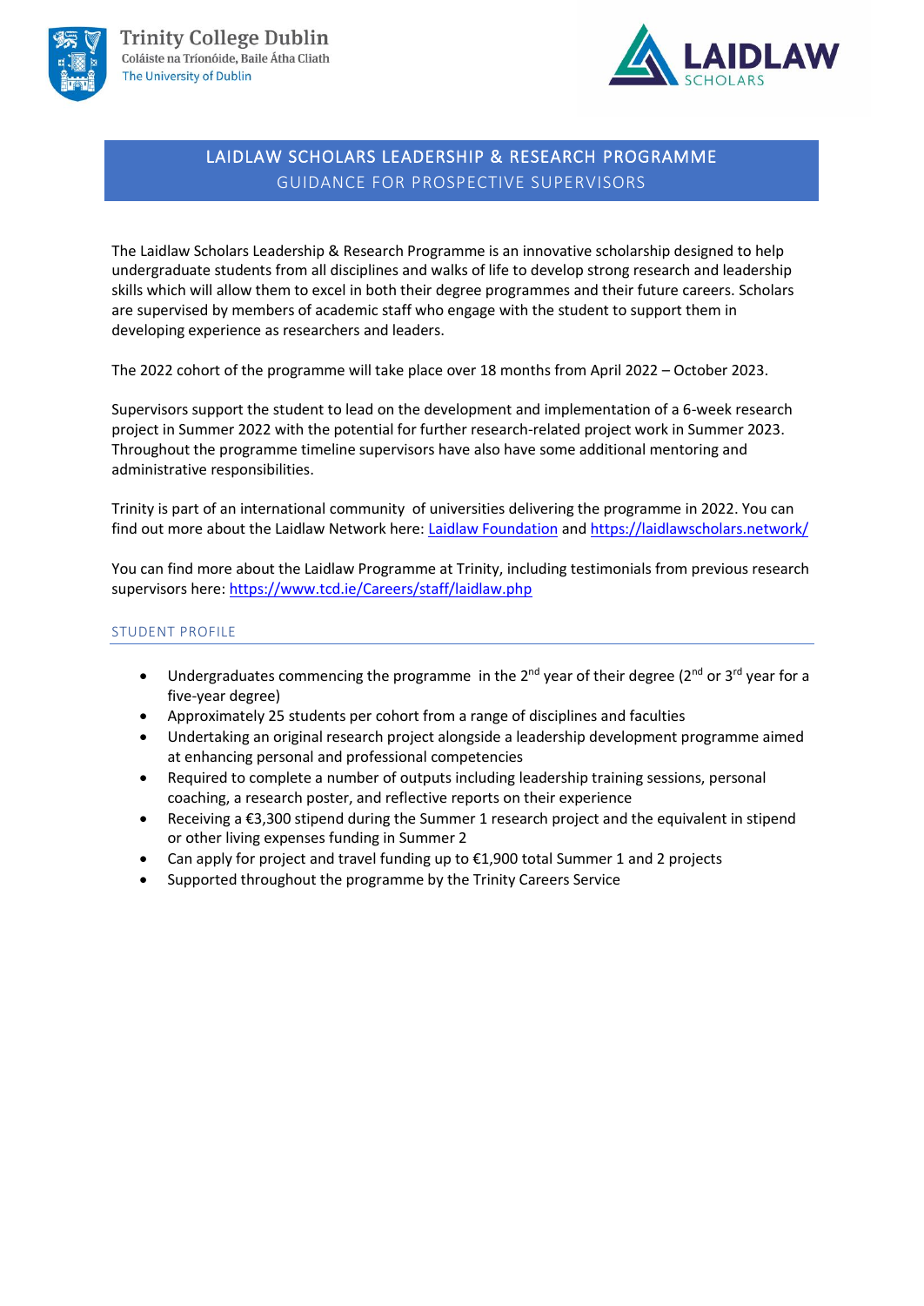Trinity College Dublin
Coláiste na Tríonóide, Baile Átha Cliath
The University of Dublin

LAIDLAW SCHOLARS

# LAIDLAW SCHOLARS LEADERSHIP & RESEARCH PROGRAMME

## GUIDANCE FOR PROSPECTIVE SUPERVISORS

The Laidlaw Scholars Leadership & Research Programme is an innovative scholarship designed to help undergraduate students from all disciplines and walks of life to develop strong research and leadership skills which will allow them to excel in both their degree programmes and their future careers. Scholars are supervised by members of academic staff who engage with the student to support them in developing experience as researchers and leaders.

The 2022 cohort of the programme will take place over 18 months from April 2022 – October 2023.

Supervisors support the student to lead on the development and implementation of a 6-week research project in Summer 2022 with the potential for further research-related project work in Summer 2023. Throughout the programme timeline supervisors have also have some additional mentoring and administrative responsibilities.

Trinity is part of an international community of universities delivering the programme in 2022. You can find out more about the Laidlaw Network here: [Laidlaw Foundation] and [https://laidlawscholars.network/]

You can find more about the Laidlaw Programme at Trinity, including testimonials from previous research supervisors here: [https://www.tcd.ie/Careers/staff/laidlaw.php]

### STUDENT PROFILE

- Undergraduates commencing the programme in the 2nd year of their degree (2nd or 3rd year for a five-year degree)
- Approximately 25 students per cohort from a range of disciplines and faculties
- Undertaking an original research project alongside a leadership development programme aimed at enhancing personal and professional competencies
- Required to complete a number of outputs including leadership training sessions, personal coaching, a research poster, and reflective reports on their experience
- Receiving a €3,300 stipend during the Summer 1 research project and the equivalent in stipend or other living expenses funding in Summer 2
- Can apply for project and travel funding up to €1,900 total Summer 1 and 2 projects
- Supported throughout the programme by the Trinity Careers Service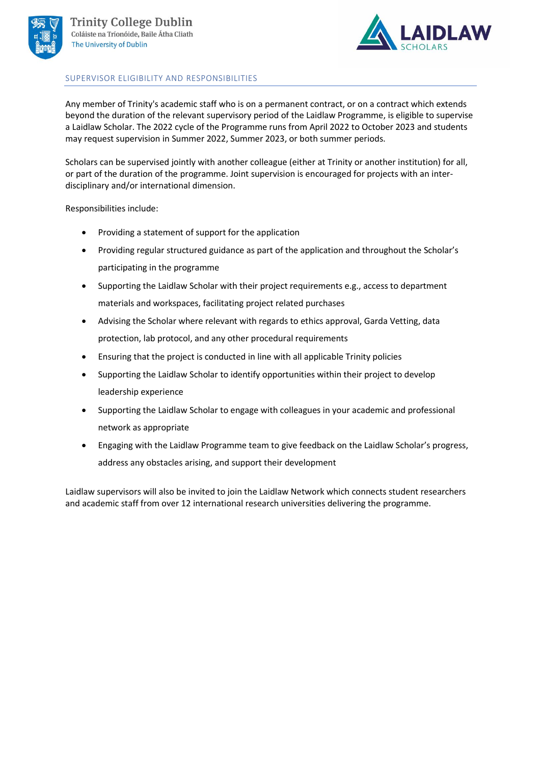## SUPERVISOR ELIGIBILITY AND RESPONSIBILITIES

Any member of Trinity's academic staff who is on a permanent contract, or on a contract which extends beyond the duration of the relevant supervisory period of the Laidlaw Programme, is eligible to supervise a Laidlaw Scholar. The 2022 cycle of the Programme runs from April 2022 to October 2023 and students may request supervision in Summer 2022, Summer 2023, or both summer periods.

Scholars can be supervised jointly with another colleague (either at Trinity or another institution) for all, or part of the duration of the programme. Joint supervision is encouraged for projects with an inter-disciplinary and/or international dimension.

Responsibilities include:

- Providing a statement of support for the application
- Providing regular structured guidance as part of the application and throughout the Scholar's participating in the programme
- Supporting the Laidlaw Scholar with their project requirements e.g., access to department materials and workspaces, facilitating project related purchases
- Advising the Scholar where relevant with regards to ethics approval, Garda Vetting, data protection, lab protocol, and any other procedural requirements
- Ensuring that the project is conducted in line with all applicable Trinity policies
- Supporting the Laidlaw Scholar to identify opportunities within their project to develop leadership experience
- Supporting the Laidlaw Scholar to engage with colleagues in your academic and professional network as appropriate
- Engaging with the Laidlaw Programme team to give feedback on the Laidlaw Scholar's progress, address any obstacles arising, and support their development

Laidlaw supervisors will also be invited to join the Laidlaw Network which connects student researchers and academic staff from over 12 international research universities delivering the programme.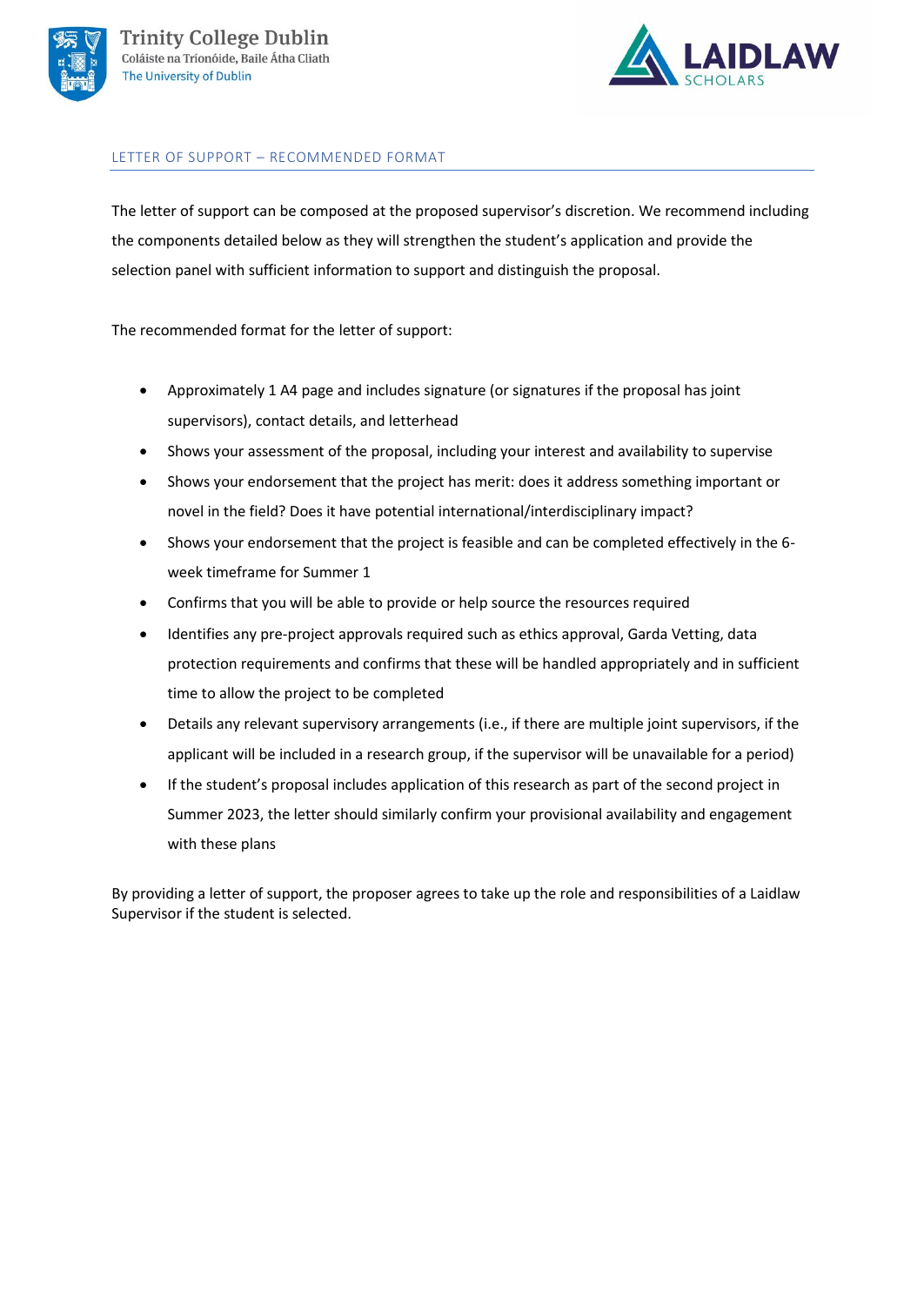## LETTER OF SUPPORT – RECOMMENDED FORMAT

The letter of support can be composed at the proposed supervisor's discretion. We recommend including the components detailed below as they will strengthen the student's application and provide the selection panel with sufficient information to support and distinguish the proposal.

The recommended format for the letter of support:

- Approximately 1 A4 page and includes signature (or signatures if the proposal has joint supervisors), contact details, and letterhead
- Shows your assessment of the proposal, including your interest and availability to supervise
- Shows your endorsement that the project has merit: does it address something important or novel in the field? Does it have potential international/interdisciplinary impact?
- Shows your endorsement that the project is feasible and can be completed effectively in the 6-week timeframe for Summer 1
- Confirms that you will be able to provide or help source the resources required
- Identifies any pre-project approvals required such as ethics approval, Garda Vetting, data protection requirements and confirms that these will be handled appropriately and in sufficient time to allow the project to be completed
- Details any relevant supervisory arrangements (i.e., if there are multiple joint supervisors, if the applicant will be included in a research group, if the supervisor will be unavailable for a period)
- If the student's proposal includes application of this research as part of the second project in Summer 2023, the letter should similarly confirm your provisional availability and engagement with these plans

By providing a letter of support, the proposer agrees to take up the role and responsibilities of a Laidlaw Supervisor if the student is selected.